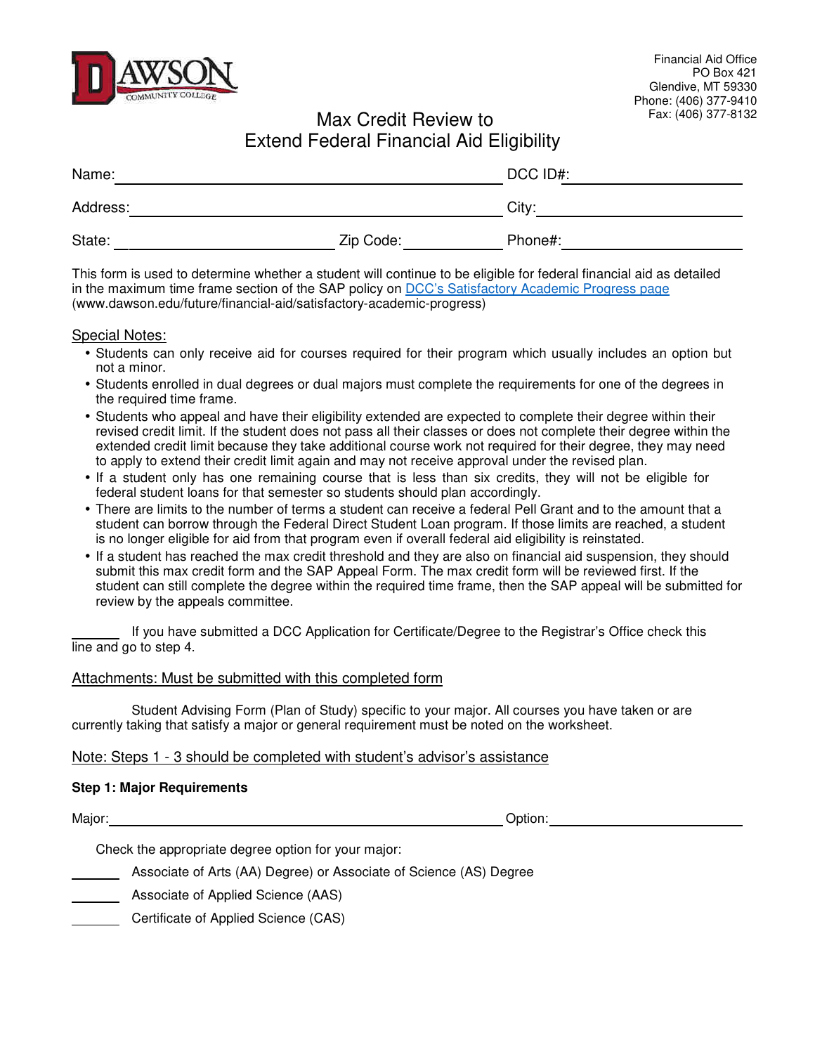Financial Aid Office
PO Box 421
Glendive, MT 59330
Phone: (406) 377-9410
Fax: (406) 377-8132

# Max Credit Review to Extend Federal Financial Aid Eligibility

Name: ______________________________ DCC ID#: ______________

Address: ______________________________ City: ______________

State: ______________ Zip Code: ________ Phone#: ______________

This form is used to determine whether a student will continue to be eligible for federal financial aid as detailed in the maximum time frame section of the SAP policy on [DCC's Satisfactory Academic Progress page](www.dawson.edu/future/financial-aid/satisfactory-academic-progress) (www.dawson.edu/future/financial-aid/satisfactory-academic-progress)

## Special Notes:

- Students can only receive aid for courses required for their program which usually includes an option but not a minor.
- Students enrolled in dual degrees or dual majors must complete the requirements for one of the degrees in the required time frame.
- Students who appeal and have their eligibility extended are expected to complete their degree within their revised credit limit. If the student does not pass all their classes or does not complete their degree within the extended credit limit because they take additional course work not required for their degree, they may need to apply to extend their credit limit again and may not receive approval under the revised plan.
- If a student only has one remaining course that is less than six credits, they will not be eligible for federal student loans for that semester so students should plan accordingly.
- There are limits to the number of terms a student can receive a federal Pell Grant and to the amount that a student can borrow through the Federal Direct Student Loan program. If those limits are reached, a student is no longer eligible for aid from that program even if overall federal aid eligibility is reinstated.
- If a student has reached the max credit threshold and they are also on financial aid suspension, they should submit this max credit form and the SAP Appeal Form. The max credit form will be reviewed first. If the student can still complete the degree within the required time frame, then the SAP appeal will be submitted for review by the appeals committee.

______ If you have submitted a DCC Application for Certificate/Degree to the Registrar's Office check this line and go to step 4.

## Attachments: Must be submitted with this completed form

Student Advising Form (Plan of Study) specific to your major. All courses you have taken or are currently taking that satisfy a major or general requirement must be noted on the worksheet.

## Note: Steps 1 - 3 should be completed with student's advisor's assistance

**Step 1: Major Requirements**

Major: ______________________________ Option: ______________

Check the appropriate degree option for your major:

______ Associate of Arts (AA) Degree or Associate of Science (AS) Degree

______ Associate of Applied Science (AAS)

______ Certificate of Applied Science (CAS)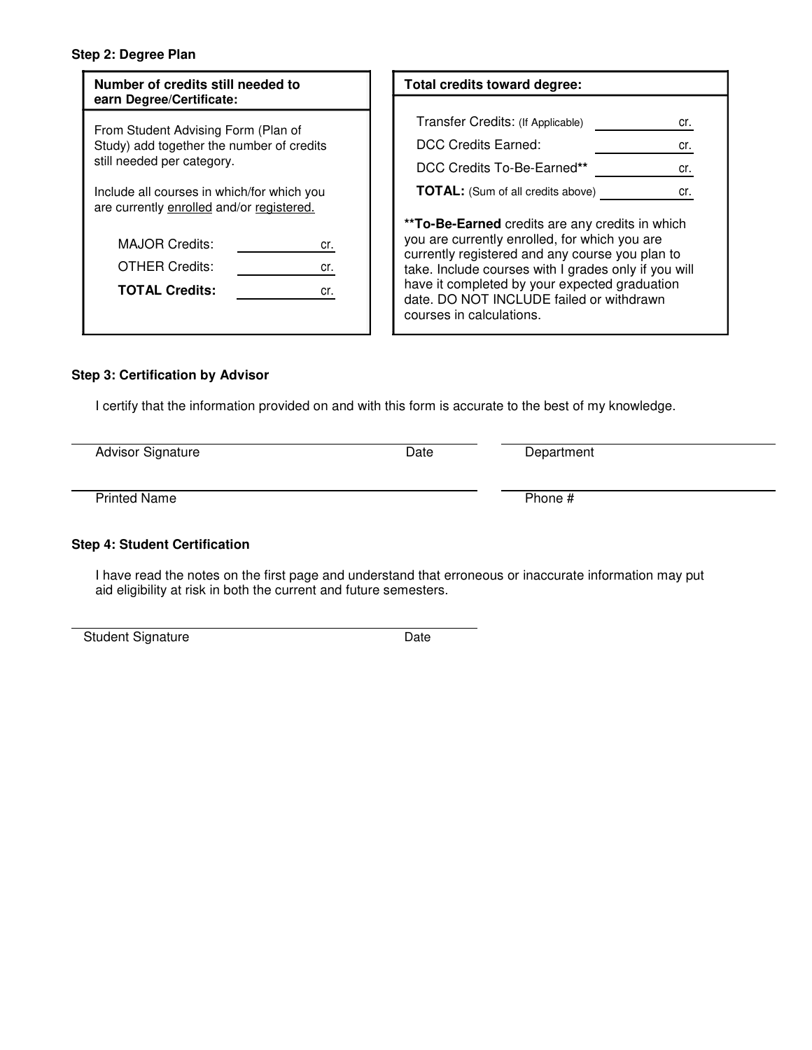**Step 2: Degree Plan**

**Number of credits still needed to earn Degree/Certificate:**

From Student Advising Form (Plan of Study) add together the number of credits still needed per category.

Include all courses in which/for which you are currently enrolled and/or registered.

| | |
|---|---|
| MAJOR Credits: | ______ cr. |
| OTHER Credits: | ______ cr. |
| **TOTAL Credits:** | ______ cr. |

**Total credits toward degree:**

| | |
|---|---|
| Transfer Credits: (If Applicable) | ______ cr. |
| DCC Credits Earned: | ______ cr. |
| DCC Credits To-Be-Earned** | ______ cr. |
| **TOTAL:** (Sum of all credits above) | ______ cr. |

****To-Be-Earned** credits are any credits in which you are currently enrolled, for which you are currently registered and any course you plan to take. Include courses with I grades only if you will have it completed by your expected graduation date. DO NOT INCLUDE failed or withdrawn courses in calculations.

**Step 3: Certification by Advisor**

I certify that the information provided on and with this form is accurate to the best of my knowledge.

______________________________ ______________________________
Advisor Signature Date Department

______________________________ ______________________________
Printed Name Phone #

**Step 4: Student Certification**

I have read the notes on the first page and understand that erroneous or inaccurate information may put aid eligibility at risk in both the current and future semesters.

______________________________
Student Signature Date